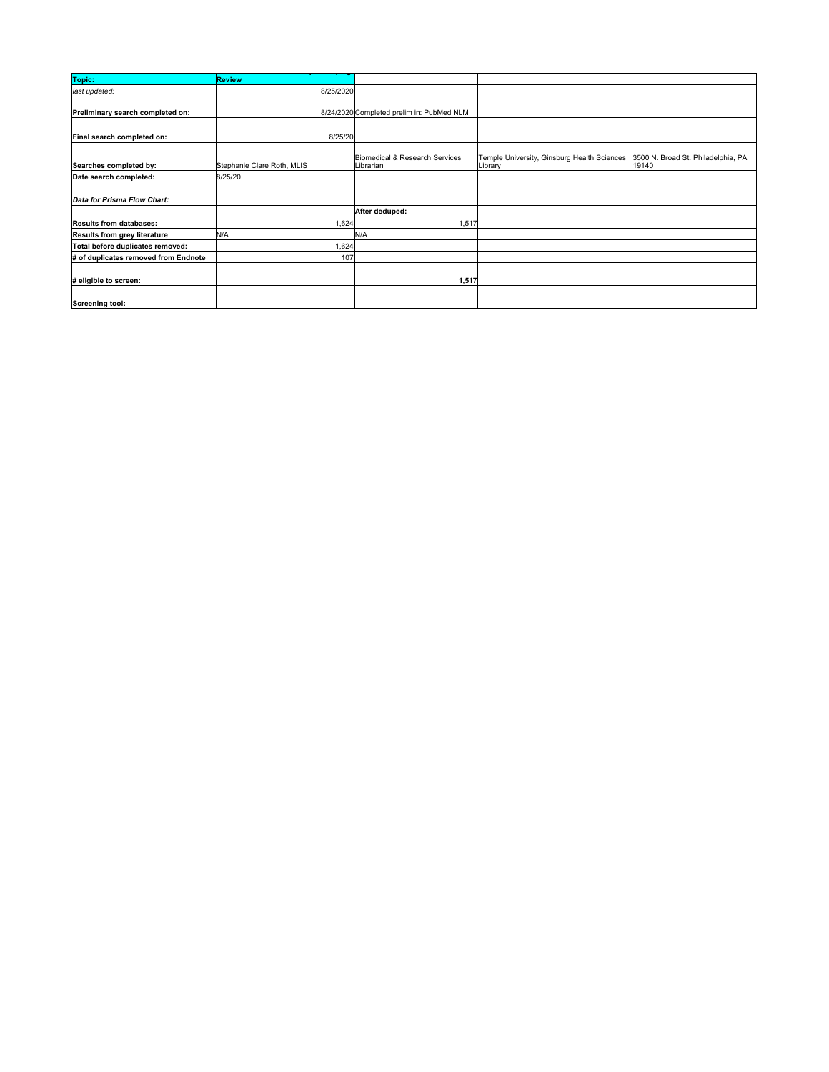| Topic: | Review | | | |
|---|---|---|---|---|
| *last updated:* | 8/25/2020 | | | |
| **Preliminary search completed on:** | 8/24/2020 | Completed prelim in: PubMed NLM | | |
| **Final search completed on:** | 8/25/20 | | | |
| **Searches completed by:** | Stephanie Clare Roth, MLIS | Biomedical & Research Services Librarian | Temple University, Ginsburg Health Sciences Library | 3500 N. Broad St. Philadelphia, PA 19140 |
| **Date search completed:** | 8/25/20 | | | |
| | | | | |
| ***Data for Prisma Flow Chart:*** | | | | |
| | | **After deduped:** | | |
| **Results from databases:** | 1,624 | 1,517 | | |
| **Results from grey literature** | N/A | N/A | | |
| **Total before duplicates removed:** | 1,624 | | | |
| **# of duplicates removed from Endnote** | 107 | | | |
| | | | | |
| **# eligible to screen:** | | **1,517** | | |
| | | | | |
| **Screening tool:** | | | | |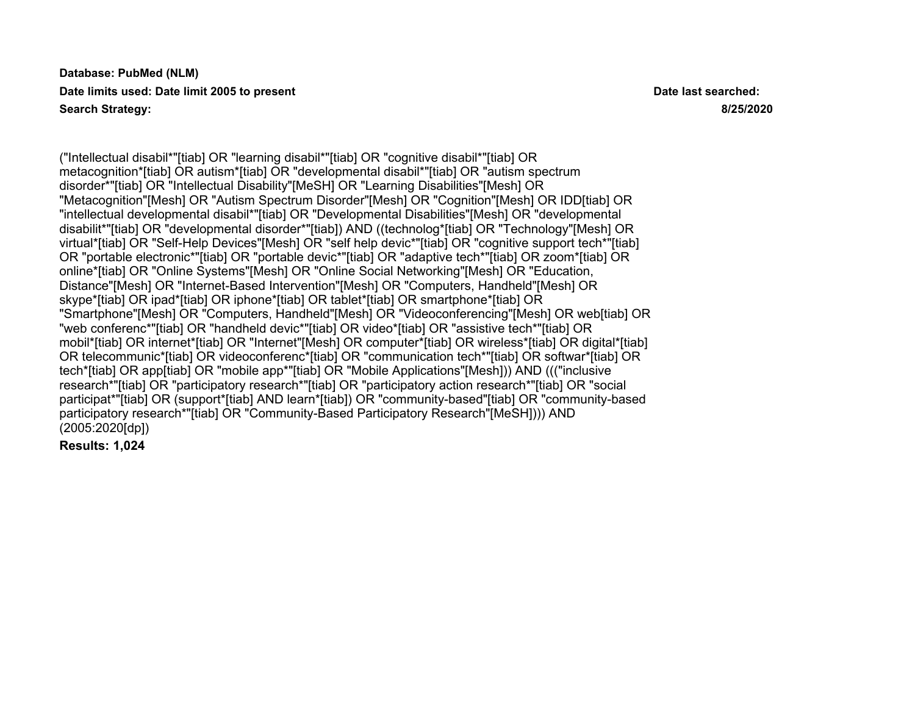**Database: PubMed (NLM)**

**Date limits used: Date limit 2005 to present** **Date last searched: 8/25/2020**

**Search Strategy:**

("Intellectual disabil*"[tiab] OR "learning disabil*"[tiab] OR "cognitive disabil*"[tiab] OR metacognition*[tiab] OR autism*[tiab] OR "developmental disabil*"[tiab] OR "autism spectrum disorder*"[tiab] OR "Intellectual Disability"[MeSH] OR "Learning Disabilities"[Mesh] OR "Metacognition"[Mesh] OR "Autism Spectrum Disorder"[Mesh] OR "Cognition"[Mesh] OR IDD[tiab] OR "intellectual developmental disabil*"[tiab] OR "Developmental Disabilities"[Mesh] OR "developmental disabilit*"[tiab] OR "developmental disorder*"[tiab]) AND ((technolog*[tiab] OR "Technology"[Mesh] OR virtual*[tiab] OR "Self-Help Devices"[Mesh] OR "self help devic*"[tiab] OR "cognitive support tech*"[tiab] OR "portable electronic*"[tiab] OR "portable devic*"[tiab] OR "adaptive tech*"[tiab] OR zoom*[tiab] OR online*[tiab] OR "Online Systems"[Mesh] OR "Online Social Networking"[Mesh] OR "Education, Distance"[Mesh] OR "Internet-Based Intervention"[Mesh] OR "Computers, Handheld"[Mesh] OR skype*[tiab] OR ipad*[tiab] OR iphone*[tiab] OR tablet*[tiab] OR smartphone*[tiab] OR "Smartphone"[Mesh] OR "Computers, Handheld"[Mesh] OR "Videoconferencing"[Mesh] OR web[tiab] OR "web conferenc*"[tiab] OR "handheld devic*"[tiab] OR video*[tiab] OR "assistive tech*"[tiab] OR mobil*[tiab] OR internet*[tiab] OR "Internet"[Mesh] OR computer*[tiab] OR wireless*[tiab] OR digital*[tiab] OR telecommunic*[tiab] OR videoconferenc*[tiab] OR "communication tech*"[tiab] OR softwar*[tiab] OR tech*[tiab] OR app[tiab] OR "mobile app*"[tiab] OR "Mobile Applications"[Mesh])) AND ((("inclusive research*"[tiab] OR "participatory research*"[tiab] OR "participatory action research*"[tiab] OR "social participat*"[tiab] OR (support*[tiab] AND learn*[tiab]) OR "community-based"[tiab] OR "community-based participatory research*"[tiab] OR "Community-Based Participatory Research"[MeSH]))) AND (2005:2020[dp])

**Results: 1,024**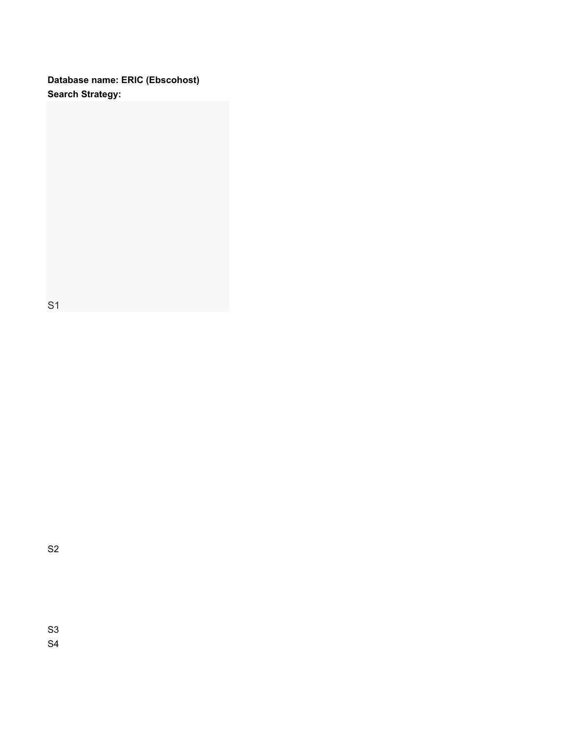**Database name: ERIC (Ebscohost)**
**Search Strategy:**

S1

S2

S3
S4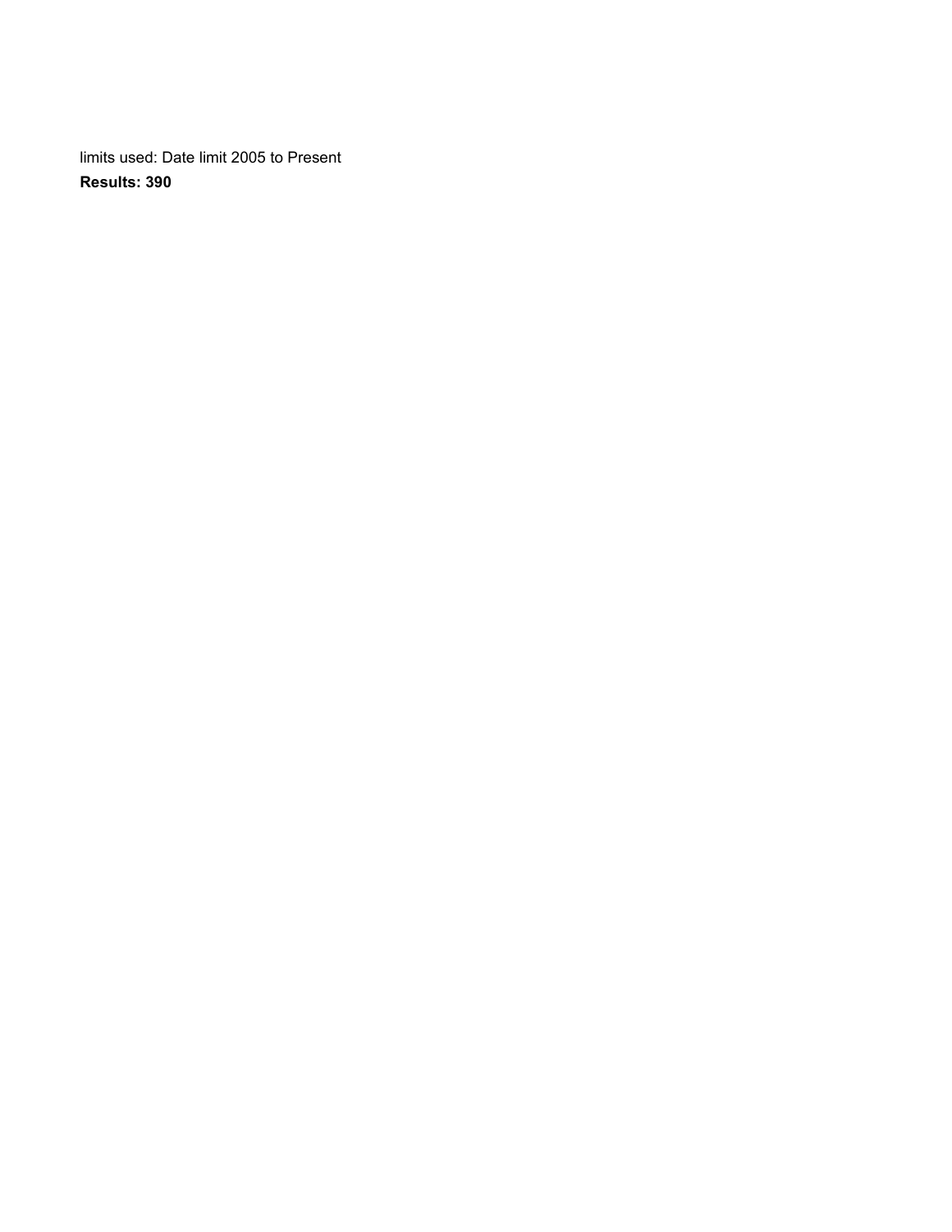limits used: Date limit 2005 to Present

**Results: 390**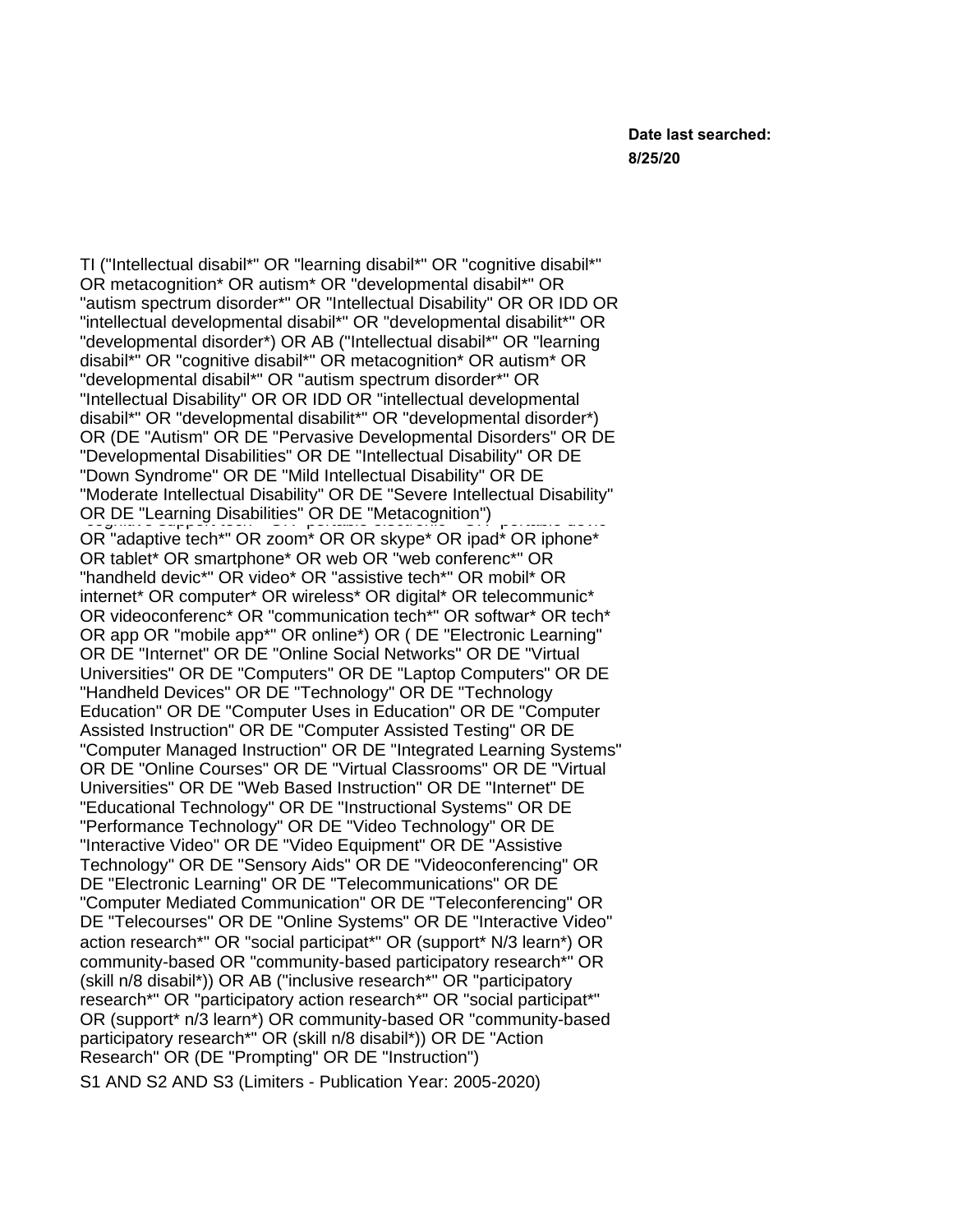**Date last searched:**
**8/25/20**

TI ("Intellectual disabil*" OR "learning disabil*" OR "cognitive disabil*" OR metacognition* OR autism* OR "developmental disabil*" OR "autism spectrum disorder*" OR "Intellectual Disability" OR OR IDD OR "intellectual developmental disabil*" OR "developmental disabilit*" OR "developmental disorder*) OR AB ("Intellectual disabil*" OR "learning disabil*" OR "cognitive disabil*" OR metacognition* OR autism* OR "developmental disabil*" OR "autism spectrum disorder*" OR "Intellectual Disability" OR OR IDD OR "intellectual developmental disabil*" OR "developmental disabilit*" OR "developmental disorder*) OR (DE "Autism" OR DE "Pervasive Developmental Disorders" OR DE "Developmental Disabilities" OR DE "Intellectual Disability" OR DE "Down Syndrome" OR DE "Mild Intellectual Disability" OR DE "Moderate Intellectual Disability" OR DE "Severe Intellectual Disability" OR DE "Learning Disabilities" OR DE "Metacognition")

"cognitive support tech*" OR "portable electronic*" OR "portable devic*" OR "adaptive tech*" OR zoom* OR OR skype* OR ipad* OR iphone* OR tablet* OR smartphone* OR web OR "web conferenc*" OR "handheld devic*" OR video* OR "assistive tech*" OR mobil* OR internet* OR computer* OR wireless* OR digital* OR telecommunic* OR videoconferenc* OR "communication tech*" OR softwar* OR tech* OR app OR "mobile app*" OR online*) OR ( DE "Electronic Learning" OR DE "Internet" OR DE "Online Social Networks" OR DE "Virtual Universities" OR DE "Computers" OR DE "Laptop Computers" OR DE "Handheld Devices" OR DE "Technology" OR DE "Technology Education" OR DE "Computer Uses in Education" OR DE "Computer Assisted Instruction" OR DE "Computer Assisted Testing" OR DE "Computer Managed Instruction" OR DE "Integrated Learning Systems" OR DE "Online Courses" OR DE "Virtual Classrooms" OR DE "Virtual Universities" OR DE "Web Based Instruction" OR DE "Internet" DE "Educational Technology" OR DE "Instructional Systems" OR DE "Performance Technology" OR DE "Video Technology" OR DE "Interactive Video" OR DE "Video Equipment" OR DE "Assistive Technology" OR DE "Sensory Aids" OR DE "Videoconferencing" OR DE "Electronic Learning" OR DE "Telecommunications" OR DE "Computer Mediated Communication" OR DE "Teleconferencing" OR DE "Telecourses" OR DE "Online Systems" OR DE "Interactive Video"

action research*" OR "social participat*" OR (support* N/3 learn*) OR community-based OR "community-based participatory research*" OR (skill n/8 disabil*)) OR AB ("inclusive research*" OR "participatory research*" OR "participatory action research*" OR "social participat*" OR (support* n/3 learn*) OR community-based OR "community-based participatory research*" OR (skill n/8 disabil*)) OR DE "Action Research" OR (DE "Prompting" OR DE "Instruction")

S1 AND S2 AND S3 (Limiters - Publication Year: 2005-2020)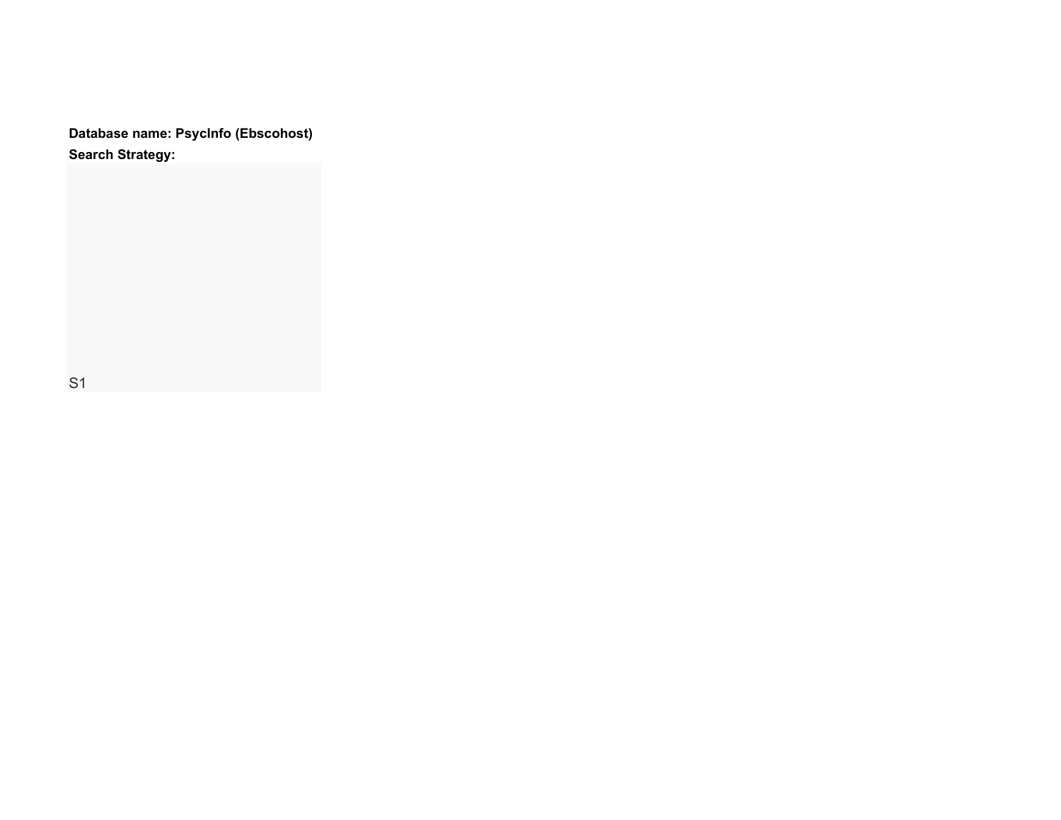**Database name: PsycInfo (Ebscohost)**

**Search Strategy:**

S1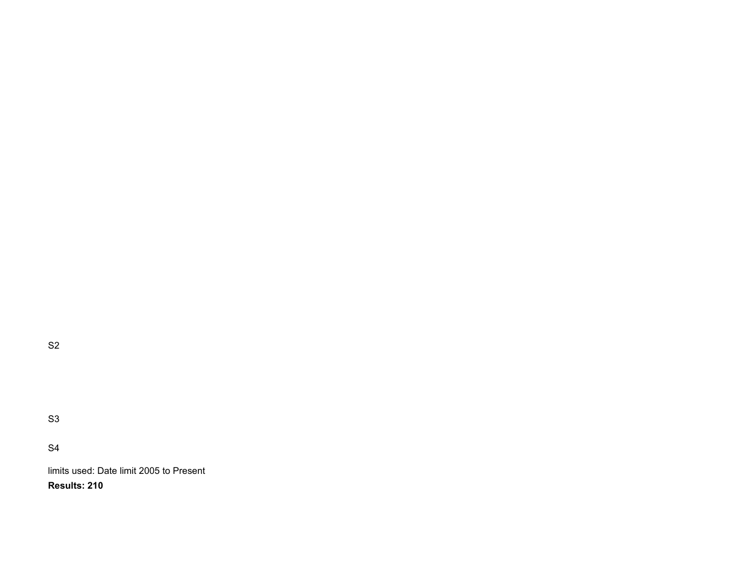S2

S3

S4

limits used: Date limit 2005 to Present

**Results: 210**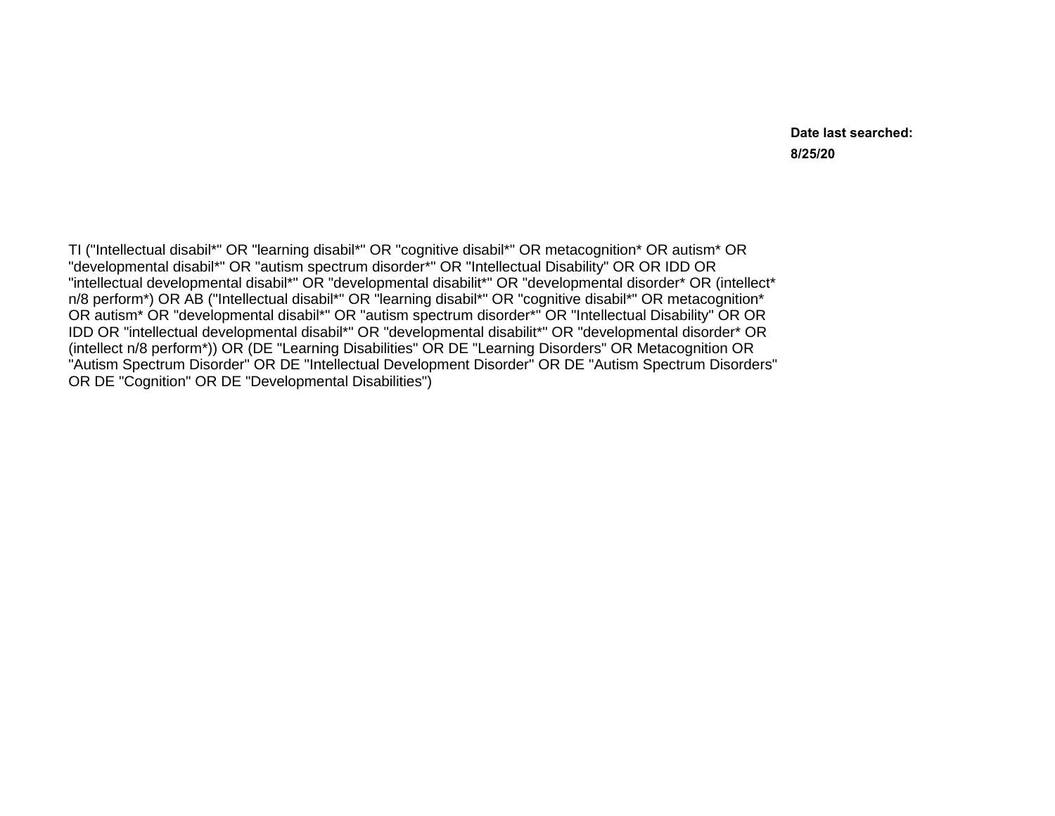**Date last searched:**

**8/25/20**

TI ("Intellectual disabil*" OR "learning disabil*" OR "cognitive disabil*" OR metacognition* OR autism* OR "developmental disabil*" OR "autism spectrum disorder*" OR "Intellectual Disability" OR OR IDD OR "intellectual developmental disabil*" OR "developmental disabilit*" OR "developmental disorder* OR (intellect* n/8 perform*) OR AB ("Intellectual disabil*" OR "learning disabil*" OR "cognitive disabil*" OR metacognition* OR autism* OR "developmental disabil*" OR "autism spectrum disorder*" OR "Intellectual Disability" OR OR IDD OR "intellectual developmental disabil*" OR "developmental disabilit*" OR "developmental disorder* OR (intellect n/8 perform*)) OR (DE "Learning Disabilities" OR DE "Learning Disorders" OR Metacognition OR "Autism Spectrum Disorder" OR DE "Intellectual Development Disorder" OR DE "Autism Spectrum Disorders" OR DE "Cognition" OR DE "Developmental Disabilities")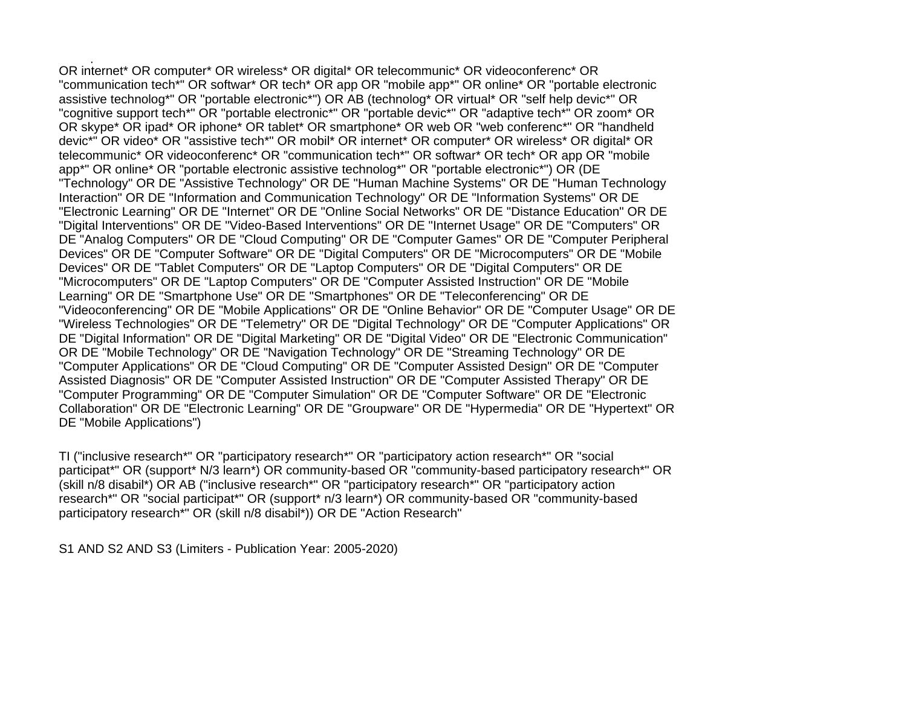OR internet* OR computer* OR wireless* OR digital* OR telecommunic* OR videoconferenc* OR "communication tech*" OR softwar* OR tech* OR app OR "mobile app*" OR online* OR "portable electronic assistive technolog*" OR "portable electronic*") OR AB (technolog* OR virtual* OR "self help devic*" OR "cognitive support tech*" OR "portable electronic*" OR "portable devic*" OR "adaptive tech*" OR zoom* OR OR skype* OR ipad* OR iphone* OR tablet* OR smartphone* OR web OR "web conferenc*" OR "handheld devic*" OR video* OR "assistive tech*" OR mobil* OR internet* OR computer* OR wireless* OR digital* OR telecommunic* OR videoconferenc* OR "communication tech*" OR softwar* OR tech* OR app OR "mobile app*" OR online* OR "portable electronic assistive technolog*" OR "portable electronic*") OR (DE "Technology" OR DE "Assistive Technology" OR DE "Human Machine Systems" OR DE "Human Technology Interaction" OR DE "Information and Communication Technology" OR DE "Information Systems" OR DE "Electronic Learning" OR DE "Internet" OR DE "Online Social Networks" OR DE "Distance Education" OR DE "Digital Interventions" OR DE "Video-Based Interventions" OR DE "Internet Usage" OR DE "Computers" OR DE "Analog Computers" OR DE "Cloud Computing" OR DE "Computer Games" OR DE "Computer Peripheral Devices" OR DE "Computer Software" OR DE "Digital Computers" OR DE "Microcomputers" OR DE "Mobile Devices" OR DE "Tablet Computers" OR DE "Laptop Computers" OR DE "Digital Computers" OR DE "Microcomputers" OR DE "Laptop Computers" OR DE "Computer Assisted Instruction" OR DE "Mobile Learning" OR DE "Smartphone Use" OR DE "Smartphones" OR DE "Teleconferencing" OR DE "Videoconferencing" OR DE "Mobile Applications" OR DE "Online Behavior" OR DE "Computer Usage" OR DE "Wireless Technologies" OR DE "Telemetry" OR DE "Digital Technology" OR DE "Computer Applications" OR DE "Digital Information" OR DE "Digital Marketing" OR DE "Digital Video" OR DE "Electronic Communication" OR DE "Mobile Technology" OR DE "Navigation Technology" OR DE "Streaming Technology" OR DE "Computer Applications" OR DE "Cloud Computing" OR DE "Computer Assisted Design" OR DE "Computer Assisted Diagnosis" OR DE "Computer Assisted Instruction" OR DE "Computer Assisted Therapy" OR DE "Computer Programming" OR DE "Computer Simulation" OR DE "Computer Software" OR DE "Electronic Collaboration" OR DE "Electronic Learning" OR DE "Groupware" OR DE "Hypermedia" OR DE "Hypertext" OR DE "Mobile Applications")

TI ("inclusive research*" OR "participatory research*" OR "participatory action research*" OR "social participat*" OR (support* N/3 learn*) OR community-based OR "community-based participatory research*" OR (skill n/8 disabil*) OR AB ("inclusive research*" OR "participatory research*" OR "participatory action research*" OR "social participat*" OR (support* n/3 learn*) OR community-based OR "community-based participatory research*" OR (skill n/8 disabil*)) OR DE "Action Research"

S1 AND S2 AND S3 (Limiters - Publication Year: 2005-2020)